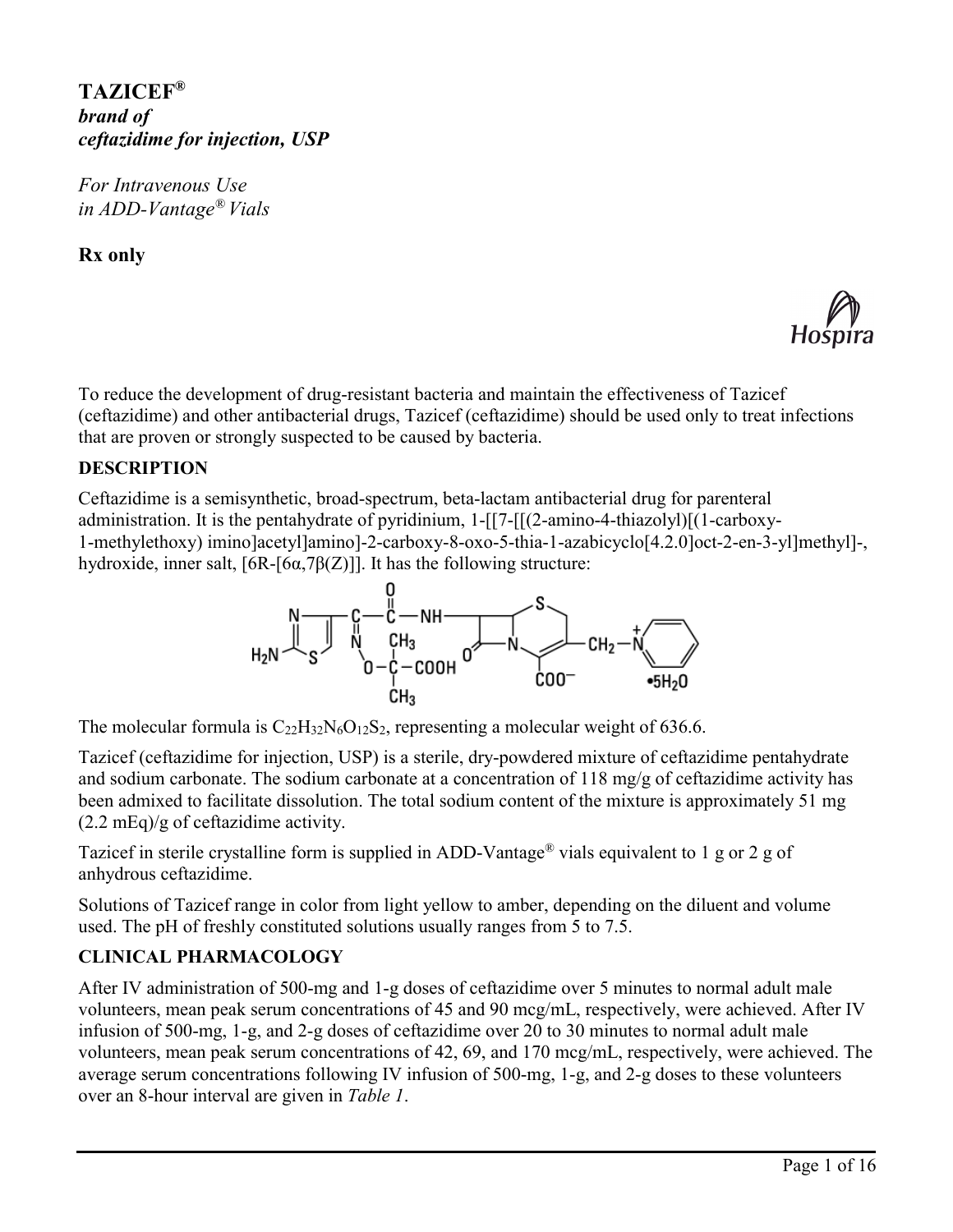# TAZICEF®

***brand of***
***ceftazidime for injection, USP***

*For Intravenous Use*
*in ADD-Vantage® Vials*

**Rx only**

Hospira

To reduce the development of drug-resistant bacteria and maintain the effectiveness of Tazicef (ceftazidime) and other antibacterial drugs, Tazicef (ceftazidime) should be used only to treat infections that are proven or strongly suspected to be caused by bacteria.

## DESCRIPTION

Ceftazidime is a semisynthetic, broad-spectrum, beta-lactam antibacterial drug for parenteral administration. It is the pentahydrate of pyridinium, 1-[[7-[[(2-amino-4-thiazolyl)[(1-carboxy-1-methylethoxy) imino]acetyl]amino]-2-carboxy-8-oxo-5-thia-1-azabicyclo[4.2.0]oct-2-en-3-yl]methyl]-, hydroxide, inner salt, [6R-[6α,7β(Z)]]. It has the following structure:

The molecular formula is $C_{22}H_{32}N_6O_{12}S_2$, representing a molecular weight of 636.6.

Tazicef (ceftazidime for injection, USP) is a sterile, dry-powdered mixture of ceftazidime pentahydrate and sodium carbonate. The sodium carbonate at a concentration of 118 mg/g of ceftazidime activity has been admixed to facilitate dissolution. The total sodium content of the mixture is approximately 51 mg (2.2 mEq)/g of ceftazidime activity.

Tazicef in sterile crystalline form is supplied in ADD-Vantage® vials equivalent to 1 g or 2 g of anhydrous ceftazidime.

Solutions of Tazicef range in color from light yellow to amber, depending on the diluent and volume used. The pH of freshly constituted solutions usually ranges from 5 to 7.5.

## CLINICAL PHARMACOLOGY

After IV administration of 500-mg and 1-g doses of ceftazidime over 5 minutes to normal adult male volunteers, mean peak serum concentrations of 45 and 90 mcg/mL, respectively, were achieved. After IV infusion of 500-mg, 1-g, and 2-g doses of ceftazidime over 20 to 30 minutes to normal adult male volunteers, mean peak serum concentrations of 42, 69, and 170 mcg/mL, respectively, were achieved. The average serum concentrations following IV infusion of 500-mg, 1-g, and 2-g doses to these volunteers over an 8-hour interval are given in *Table 1*.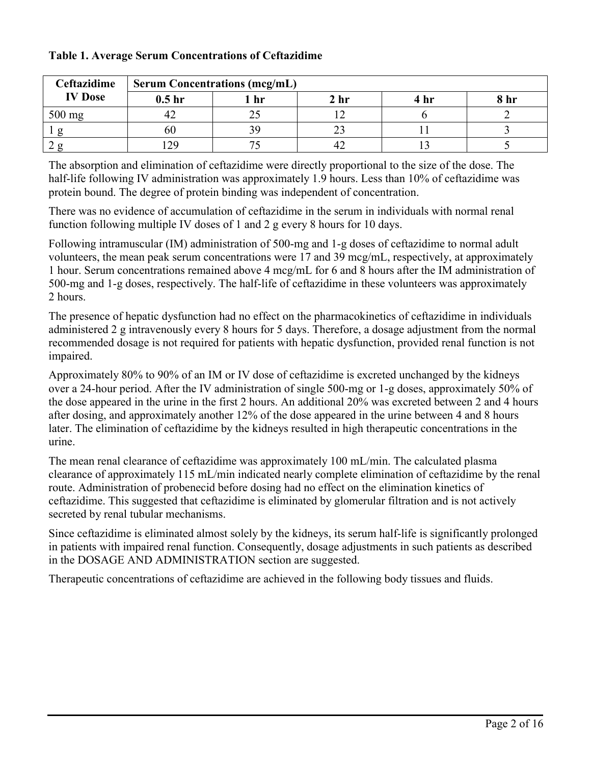**Table 1. Average Serum Concentrations of Ceftazidime**

| Ceftazidime IV Dose | Serum Concentrations (mcg/mL) | | | | |
|---|---|---|---|---|---|
| | 0.5 hr | 1 hr | 2 hr | 4 hr | 8 hr |
| 500 mg | 42 | 25 | 12 | 6 | 2 |
| 1 g | 60 | 39 | 23 | 11 | 3 |
| 2 g | 129 | 75 | 42 | 13 | 5 |

The absorption and elimination of ceftazidime were directly proportional to the size of the dose. The half-life following IV administration was approximately 1.9 hours. Less than 10% of ceftazidime was protein bound. The degree of protein binding was independent of concentration.

There was no evidence of accumulation of ceftazidime in the serum in individuals with normal renal function following multiple IV doses of 1 and 2 g every 8 hours for 10 days.

Following intramuscular (IM) administration of 500-mg and 1-g doses of ceftazidime to normal adult volunteers, the mean peak serum concentrations were 17 and 39 mcg/mL, respectively, at approximately 1 hour. Serum concentrations remained above 4 mcg/mL for 6 and 8 hours after the IM administration of 500-mg and 1-g doses, respectively. The half-life of ceftazidime in these volunteers was approximately 2 hours.

The presence of hepatic dysfunction had no effect on the pharmacokinetics of ceftazidime in individuals administered 2 g intravenously every 8 hours for 5 days. Therefore, a dosage adjustment from the normal recommended dosage is not required for patients with hepatic dysfunction, provided renal function is not impaired.

Approximately 80% to 90% of an IM or IV dose of ceftazidime is excreted unchanged by the kidneys over a 24-hour period. After the IV administration of single 500-mg or 1-g doses, approximately 50% of the dose appeared in the urine in the first 2 hours. An additional 20% was excreted between 2 and 4 hours after dosing, and approximately another 12% of the dose appeared in the urine between 4 and 8 hours later. The elimination of ceftazidime by the kidneys resulted in high therapeutic concentrations in the urine.

The mean renal clearance of ceftazidime was approximately 100 mL/min. The calculated plasma clearance of approximately 115 mL/min indicated nearly complete elimination of ceftazidime by the renal route. Administration of probenecid before dosing had no effect on the elimination kinetics of ceftazidime. This suggested that ceftazidime is eliminated by glomerular filtration and is not actively secreted by renal tubular mechanisms.

Since ceftazidime is eliminated almost solely by the kidneys, its serum half-life is significantly prolonged in patients with impaired renal function. Consequently, dosage adjustments in such patients as described in the DOSAGE AND ADMINISTRATION section are suggested.

Therapeutic concentrations of ceftazidime are achieved in the following body tissues and fluids.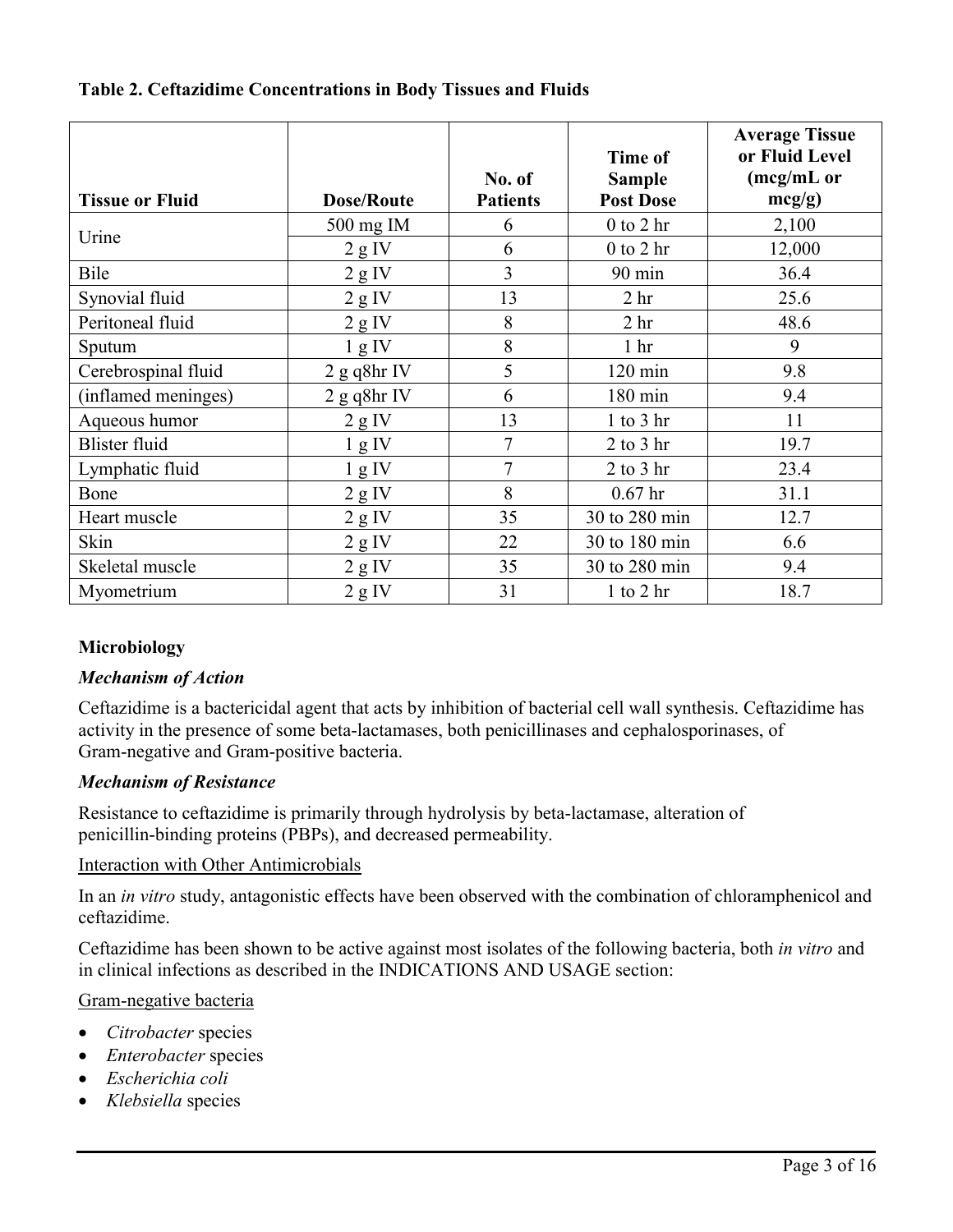**Table 2. Ceftazidime Concentrations in Body Tissues and Fluids**

| Tissue or Fluid | Dose/Route | No. of Patients | Time of Sample Post Dose | Average Tissue or Fluid Level (mcg/mL or mcg/g) |
|---|---|---|---|---|
| Urine | 500 mg IM | 6 | 0 to 2 hr | 2,100 |
| | 2 g IV | 6 | 0 to 2 hr | 12,000 |
| Bile | 2 g IV | 3 | 90 min | 36.4 |
| Synovial fluid | 2 g IV | 13 | 2 hr | 25.6 |
| Peritoneal fluid | 2 g IV | 8 | 2 hr | 48.6 |
| Sputum | 1 g IV | 8 | 1 hr | 9 |
| Cerebrospinal fluid | 2 g q8hr IV | 5 | 120 min | 9.8 |
| (inflamed meninges) | 2 g q8hr IV | 6 | 180 min | 9.4 |
| Aqueous humor | 2 g IV | 13 | 1 to 3 hr | 11 |
| Blister fluid | 1 g IV | 7 | 2 to 3 hr | 19.7 |
| Lymphatic fluid | 1 g IV | 7 | 2 to 3 hr | 23.4 |
| Bone | 2 g IV | 8 | 0.67 hr | 31.1 |
| Heart muscle | 2 g IV | 35 | 30 to 280 min | 12.7 |
| Skin | 2 g IV | 22 | 30 to 180 min | 6.6 |
| Skeletal muscle | 2 g IV | 35 | 30 to 280 min | 9.4 |
| Myometrium | 2 g IV | 31 | 1 to 2 hr | 18.7 |

### Microbiology

#### *Mechanism of Action*

Ceftazidime is a bactericidal agent that acts by inhibition of bacterial cell wall synthesis. Ceftazidime has activity in the presence of some beta-lactamases, both penicillinases and cephalosporinases, of Gram-negative and Gram-positive bacteria.

#### *Mechanism of Resistance*

Resistance to ceftazidime is primarily through hydrolysis by beta-lactamase, alteration of penicillin-binding proteins (PBPs), and decreased permeability.

<u>Interaction with Other Antimicrobials</u>

In an *in vitro* study, antagonistic effects have been observed with the combination of chloramphenicol and ceftazidime.

Ceftazidime has been shown to be active against most isolates of the following bacteria, both *in vitro* and in clinical infections as described in the INDICATIONS AND USAGE section:

<u>Gram-negative bacteria</u>

- *Citrobacter* species
- *Enterobacter* species
- *Escherichia coli*
- *Klebsiella* species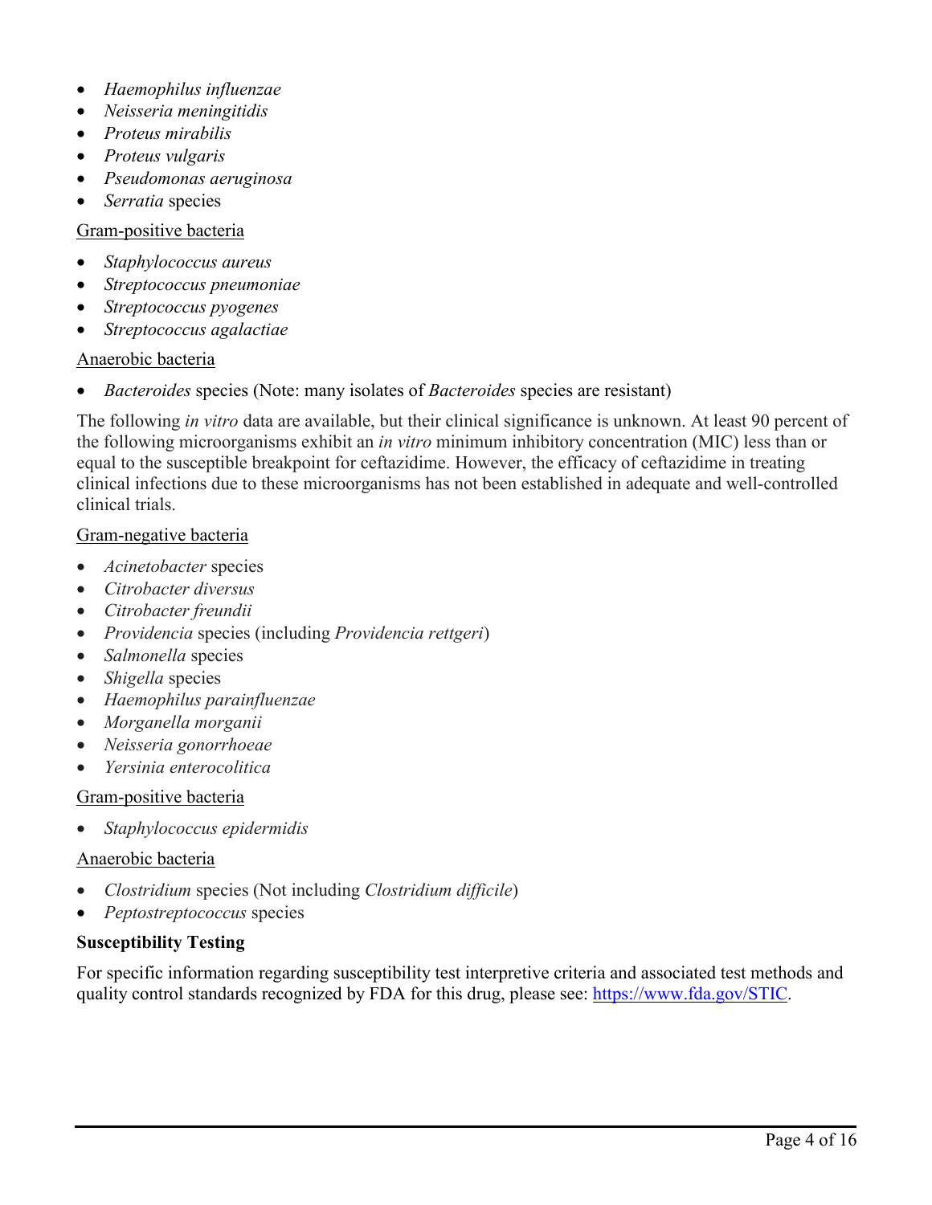- *Haemophilus influenzae*
- *Neisseria meningitidis*
- *Proteus mirabilis*
- *Proteus vulgaris*
- *Pseudomonas aeruginosa*
- *Serratia* species

Gram-positive bacteria

- *Staphylococcus aureus*
- *Streptococcus pneumoniae*
- *Streptococcus pyogenes*
- *Streptococcus agalactiae*

Anaerobic bacteria

- *Bacteroides* species (Note: many isolates of *Bacteroides* species are resistant)

The following *in vitro* data are available, but their clinical significance is unknown. At least 90 percent of the following microorganisms exhibit an *in vitro* minimum inhibitory concentration (MIC) less than or equal to the susceptible breakpoint for ceftazidime. However, the efficacy of ceftazidime in treating clinical infections due to these microorganisms has not been established in adequate and well-controlled clinical trials.

Gram-negative bacteria

- *Acinetobacter* species
- *Citrobacter diversus*
- *Citrobacter freundii*
- *Providencia* species (including *Providencia rettgeri*)
- *Salmonella* species
- *Shigella* species
- *Haemophilus parainfluenzae*
- *Morganella morganii*
- *Neisseria gonorrhoeae*
- *Yersinia enterocolitica*

Gram-positive bacteria

- *Staphylococcus epidermidis*

Anaerobic bacteria

- *Clostridium* species (Not including *Clostridium difficile*)
- *Peptostreptococcus* species

**Susceptibility Testing**

For specific information regarding susceptibility test interpretive criteria and associated test methods and quality control standards recognized by FDA for this drug, please see: https://www.fda.gov/STIC.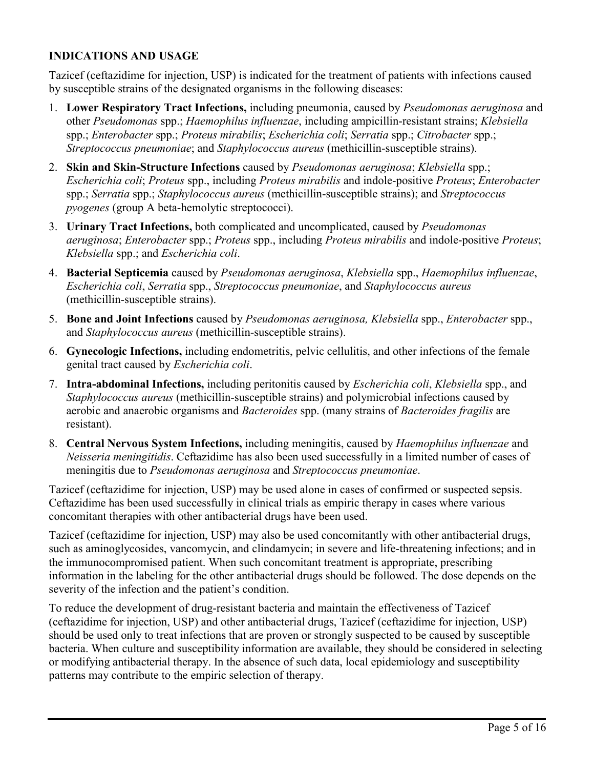## INDICATIONS AND USAGE

Tazicef (ceftazidime for injection, USP) is indicated for the treatment of patients with infections caused by susceptible strains of the designated organisms in the following diseases:

1. **Lower Respiratory Tract Infections,** including pneumonia, caused by *Pseudomonas aeruginosa* and other *Pseudomonas* spp.; *Haemophilus influenzae*, including ampicillin-resistant strains; *Klebsiella* spp.; *Enterobacter* spp.; *Proteus mirabilis*; *Escherichia coli*; *Serratia* spp.; *Citrobacter* spp.; *Streptococcus pneumoniae*; and *Staphylococcus aureus* (methicillin-susceptible strains).
2. **Skin and Skin-Structure Infections** caused by *Pseudomonas aeruginosa*; *Klebsiella* spp.; *Escherichia coli*; *Proteus* spp., including *Proteus mirabilis* and indole-positive *Proteus*; *Enterobacter* spp.; *Serratia* spp.; *Staphylococcus aureus* (methicillin-susceptible strains); and *Streptococcus pyogenes* (group A beta-hemolytic streptococci).
3. **Urinary Tract Infections,** both complicated and uncomplicated, caused by *Pseudomonas aeruginosa*; *Enterobacter* spp.; *Proteus* spp., including *Proteus mirabilis* and indole-positive *Proteus*; *Klebsiella* spp.; and *Escherichia coli*.
4. **Bacterial Septicemia** caused by *Pseudomonas aeruginosa*, *Klebsiella* spp., *Haemophilus influenzae*, *Escherichia coli*, *Serratia* spp., *Streptococcus pneumoniae*, and *Staphylococcus aureus* (methicillin-susceptible strains).
5. **Bone and Joint Infections** caused by *Pseudomonas aeruginosa, Klebsiella* spp., *Enterobacter* spp., and *Staphylococcus aureus* (methicillin-susceptible strains).
6. **Gynecologic Infections,** including endometritis, pelvic cellulitis, and other infections of the female genital tract caused by *Escherichia coli*.
7. **Intra-abdominal Infections,** including peritonitis caused by *Escherichia coli*, *Klebsiella* spp., and *Staphylococcus aureus* (methicillin-susceptible strains) and polymicrobial infections caused by aerobic and anaerobic organisms and *Bacteroides* spp. (many strains of *Bacteroides fragilis* are resistant).
8. **Central Nervous System Infections,** including meningitis, caused by *Haemophilus influenzae* and *Neisseria meningitidis*. Ceftazidime has also been used successfully in a limited number of cases of meningitis due to *Pseudomonas aeruginosa* and *Streptococcus pneumoniae*.

Tazicef (ceftazidime for injection, USP) may be used alone in cases of confirmed or suspected sepsis. Ceftazidime has been used successfully in clinical trials as empiric therapy in cases where various concomitant therapies with other antibacterial drugs have been used.

Tazicef (ceftazidime for injection, USP) may also be used concomitantly with other antibacterial drugs, such as aminoglycosides, vancomycin, and clindamycin; in severe and life-threatening infections; and in the immunocompromised patient. When such concomitant treatment is appropriate, prescribing information in the labeling for the other antibacterial drugs should be followed. The dose depends on the severity of the infection and the patient's condition.

To reduce the development of drug-resistant bacteria and maintain the effectiveness of Tazicef (ceftazidime for injection, USP) and other antibacterial drugs, Tazicef (ceftazidime for injection, USP) should be used only to treat infections that are proven or strongly suspected to be caused by susceptible bacteria. When culture and susceptibility information are available, they should be considered in selecting or modifying antibacterial therapy. In the absence of such data, local epidemiology and susceptibility patterns may contribute to the empiric selection of therapy.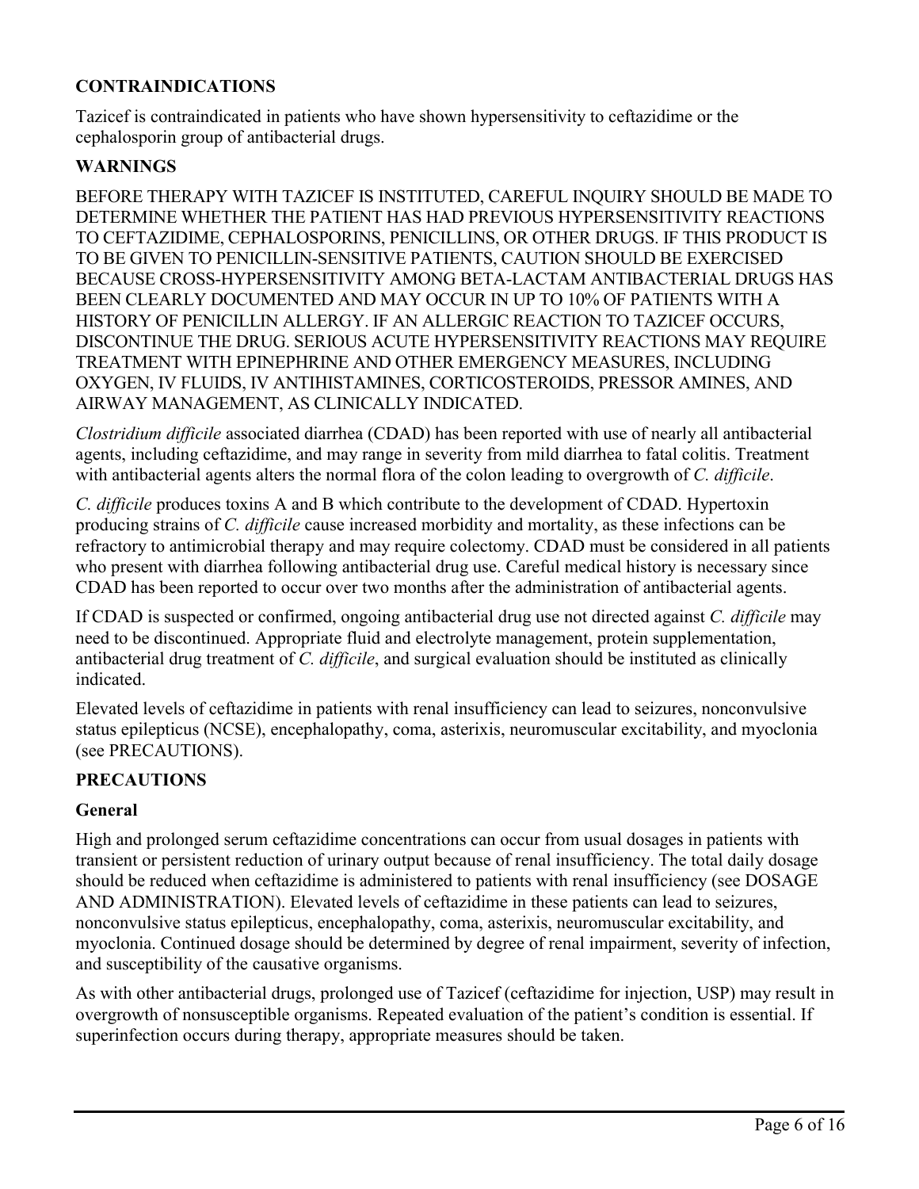## CONTRAINDICATIONS

Tazicef is contraindicated in patients who have shown hypersensitivity to ceftazidime or the cephalosporin group of antibacterial drugs.

## WARNINGS

BEFORE THERAPY WITH TAZICEF IS INSTITUTED, CAREFUL INQUIRY SHOULD BE MADE TO DETERMINE WHETHER THE PATIENT HAS HAD PREVIOUS HYPERSENSITIVITY REACTIONS TO CEFTAZIDIME, CEPHALOSPORINS, PENICILLINS, OR OTHER DRUGS. IF THIS PRODUCT IS TO BE GIVEN TO PENICILLIN-SENSITIVE PATIENTS, CAUTION SHOULD BE EXERCISED BECAUSE CROSS-HYPERSENSITIVITY AMONG BETA-LACTAM ANTIBACTERIAL DRUGS HAS BEEN CLEARLY DOCUMENTED AND MAY OCCUR IN UP TO 10% OF PATIENTS WITH A HISTORY OF PENICILLIN ALLERGY. IF AN ALLERGIC REACTION TO TAZICEF OCCURS, DISCONTINUE THE DRUG. SERIOUS ACUTE HYPERSENSITIVITY REACTIONS MAY REQUIRE TREATMENT WITH EPINEPHRINE AND OTHER EMERGENCY MEASURES, INCLUDING OXYGEN, IV FLUIDS, IV ANTIHISTAMINES, CORTICOSTEROIDS, PRESSOR AMINES, AND AIRWAY MANAGEMENT, AS CLINICALLY INDICATED.

*Clostridium difficile* associated diarrhea (CDAD) has been reported with use of nearly all antibacterial agents, including ceftazidime, and may range in severity from mild diarrhea to fatal colitis. Treatment with antibacterial agents alters the normal flora of the colon leading to overgrowth of *C. difficile*.

*C. difficile* produces toxins A and B which contribute to the development of CDAD. Hypertoxin producing strains of *C. difficile* cause increased morbidity and mortality, as these infections can be refractory to antimicrobial therapy and may require colectomy. CDAD must be considered in all patients who present with diarrhea following antibacterial drug use. Careful medical history is necessary since CDAD has been reported to occur over two months after the administration of antibacterial agents.

If CDAD is suspected or confirmed, ongoing antibacterial drug use not directed against *C. difficile* may need to be discontinued. Appropriate fluid and electrolyte management, protein supplementation, antibacterial drug treatment of *C. difficile*, and surgical evaluation should be instituted as clinically indicated.

Elevated levels of ceftazidime in patients with renal insufficiency can lead to seizures, nonconvulsive status epilepticus (NCSE), encephalopathy, coma, asterixis, neuromuscular excitability, and myoclonia (see PRECAUTIONS).

## PRECAUTIONS

### General

High and prolonged serum ceftazidime concentrations can occur from usual dosages in patients with transient or persistent reduction of urinary output because of renal insufficiency. The total daily dosage should be reduced when ceftazidime is administered to patients with renal insufficiency (see DOSAGE AND ADMINISTRATION). Elevated levels of ceftazidime in these patients can lead to seizures, nonconvulsive status epilepticus, encephalopathy, coma, asterixis, neuromuscular excitability, and myoclonia. Continued dosage should be determined by degree of renal impairment, severity of infection, and susceptibility of the causative organisms.

As with other antibacterial drugs, prolonged use of Tazicef (ceftazidime for injection, USP) may result in overgrowth of nonsusceptible organisms. Repeated evaluation of the patient's condition is essential. If superinfection occurs during therapy, appropriate measures should be taken.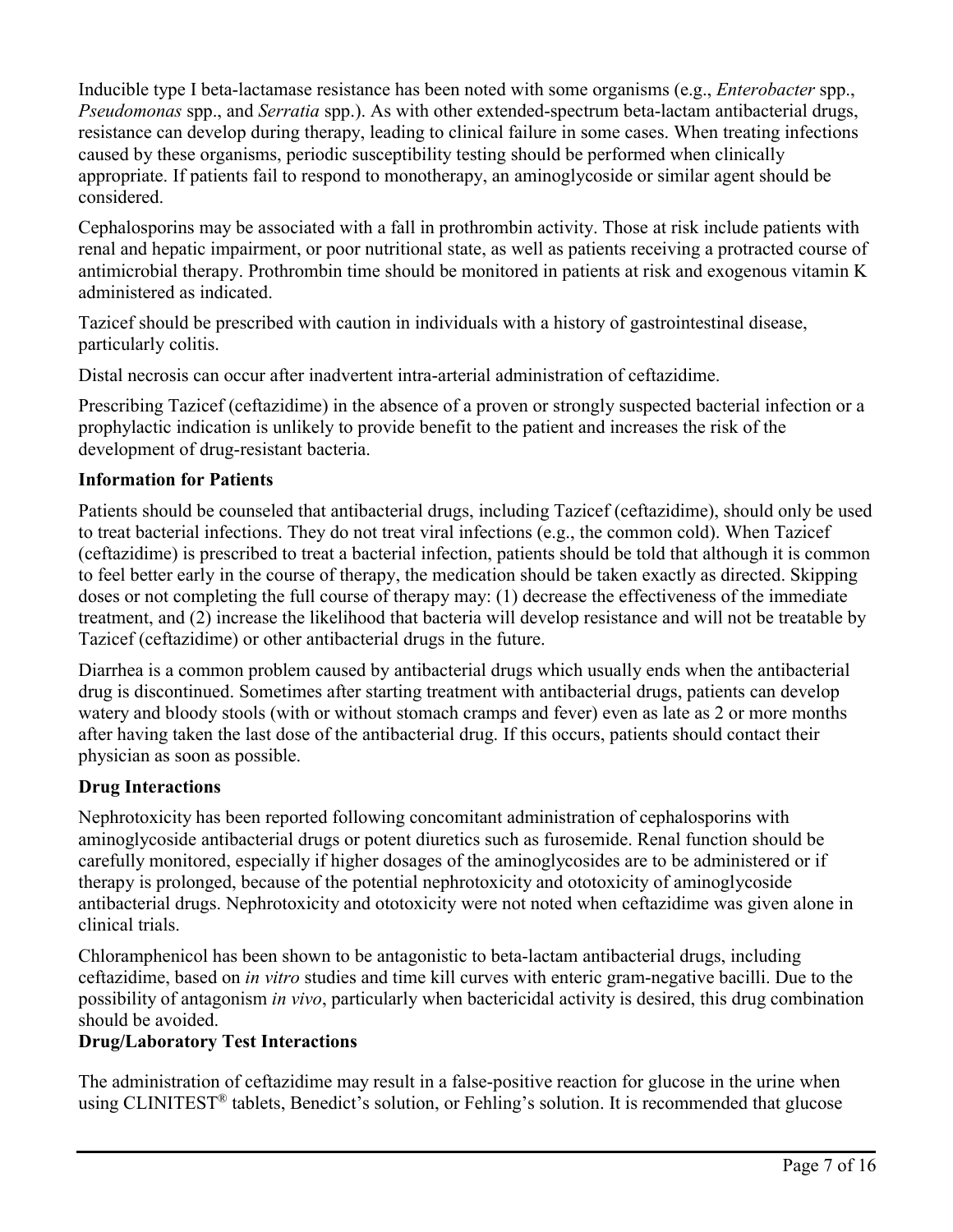Inducible type I beta-lactamase resistance has been noted with some organisms (e.g., *Enterobacter* spp., *Pseudomonas* spp., and *Serratia* spp.). As with other extended-spectrum beta-lactam antibacterial drugs, resistance can develop during therapy, leading to clinical failure in some cases. When treating infections caused by these organisms, periodic susceptibility testing should be performed when clinically appropriate. If patients fail to respond to monotherapy, an aminoglycoside or similar agent should be considered.

Cephalosporins may be associated with a fall in prothrombin activity. Those at risk include patients with renal and hepatic impairment, or poor nutritional state, as well as patients receiving a protracted course of antimicrobial therapy. Prothrombin time should be monitored in patients at risk and exogenous vitamin K administered as indicated.

Tazicef should be prescribed with caution in individuals with a history of gastrointestinal disease, particularly colitis.

Distal necrosis can occur after inadvertent intra-arterial administration of ceftazidime.

Prescribing Tazicef (ceftazidime) in the absence of a proven or strongly suspected bacterial infection or a prophylactic indication is unlikely to provide benefit to the patient and increases the risk of the development of drug-resistant bacteria.

**Information for Patients**

Patients should be counseled that antibacterial drugs, including Tazicef (ceftazidime), should only be used to treat bacterial infections. They do not treat viral infections (e.g., the common cold). When Tazicef (ceftazidime) is prescribed to treat a bacterial infection, patients should be told that although it is common to feel better early in the course of therapy, the medication should be taken exactly as directed. Skipping doses or not completing the full course of therapy may: (1) decrease the effectiveness of the immediate treatment, and (2) increase the likelihood that bacteria will develop resistance and will not be treatable by Tazicef (ceftazidime) or other antibacterial drugs in the future.

Diarrhea is a common problem caused by antibacterial drugs which usually ends when the antibacterial drug is discontinued. Sometimes after starting treatment with antibacterial drugs, patients can develop watery and bloody stools (with or without stomach cramps and fever) even as late as 2 or more months after having taken the last dose of the antibacterial drug. If this occurs, patients should contact their physician as soon as possible.

**Drug Interactions**

Nephrotoxicity has been reported following concomitant administration of cephalosporins with aminoglycoside antibacterial drugs or potent diuretics such as furosemide. Renal function should be carefully monitored, especially if higher dosages of the aminoglycosides are to be administered or if therapy is prolonged, because of the potential nephrotoxicity and ototoxicity of aminoglycoside antibacterial drugs. Nephrotoxicity and ototoxicity were not noted when ceftazidime was given alone in clinical trials.

Chloramphenicol has been shown to be antagonistic to beta-lactam antibacterial drugs, including ceftazidime, based on *in vitro* studies and time kill curves with enteric gram-negative bacilli. Due to the possibility of antagonism *in vivo*, particularly when bactericidal activity is desired, this drug combination should be avoided.

**Drug/Laboratory Test Interactions**

The administration of ceftazidime may result in a false-positive reaction for glucose in the urine when using CLINITEST® tablets, Benedict's solution, or Fehling's solution. It is recommended that glucose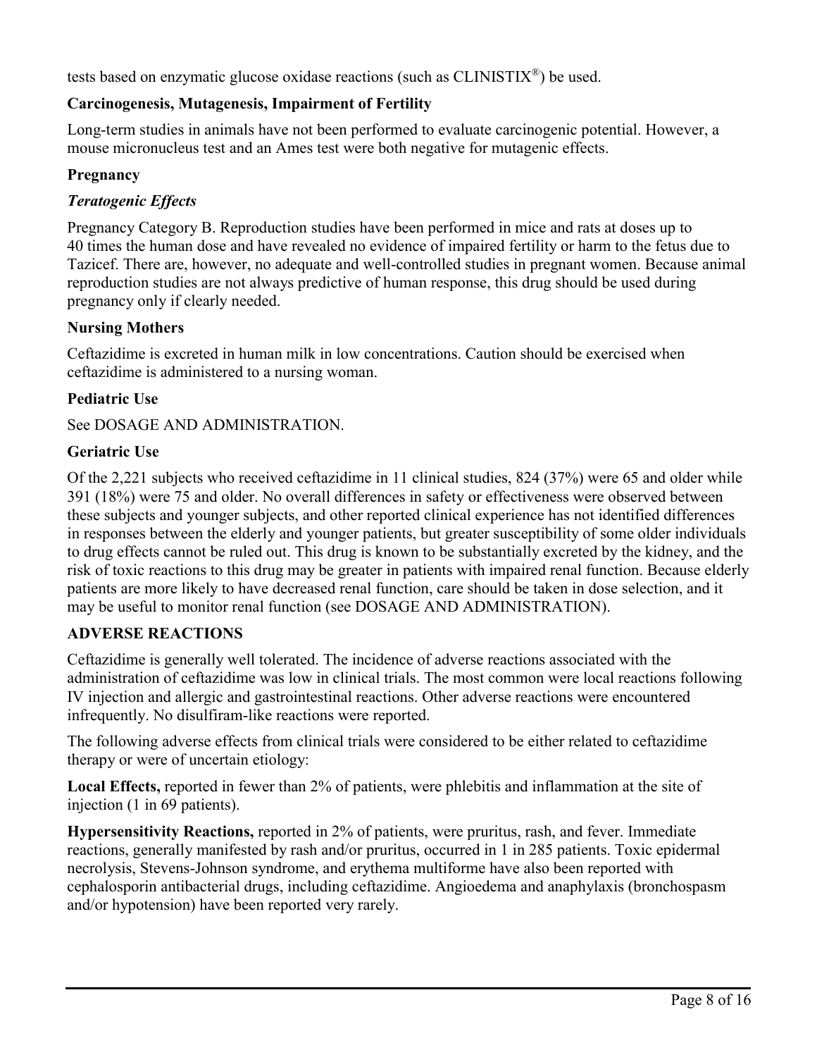tests based on enzymatic glucose oxidase reactions (such as CLINISTIX®) be used.

### Carcinogenesis, Mutagenesis, Impairment of Fertility

Long-term studies in animals have not been performed to evaluate carcinogenic potential. However, a mouse micronucleus test and an Ames test were both negative for mutagenic effects.

### Pregnancy

#### *Teratogenic Effects*

Pregnancy Category B. Reproduction studies have been performed in mice and rats at doses up to 40 times the human dose and have revealed no evidence of impaired fertility or harm to the fetus due to Tazicef. There are, however, no adequate and well-controlled studies in pregnant women. Because animal reproduction studies are not always predictive of human response, this drug should be used during pregnancy only if clearly needed.

### Nursing Mothers

Ceftazidime is excreted in human milk in low concentrations. Caution should be exercised when ceftazidime is administered to a nursing woman.

### Pediatric Use

See DOSAGE AND ADMINISTRATION.

### Geriatric Use

Of the 2,221 subjects who received ceftazidime in 11 clinical studies, 824 (37%) were 65 and older while 391 (18%) were 75 and older. No overall differences in safety or effectiveness were observed between these subjects and younger subjects, and other reported clinical experience has not identified differences in responses between the elderly and younger patients, but greater susceptibility of some older individuals to drug effects cannot be ruled out. This drug is known to be substantially excreted by the kidney, and the risk of toxic reactions to this drug may be greater in patients with impaired renal function. Because elderly patients are more likely to have decreased renal function, care should be taken in dose selection, and it may be useful to monitor renal function (see DOSAGE AND ADMINISTRATION).

## ADVERSE REACTIONS

Ceftazidime is generally well tolerated. The incidence of adverse reactions associated with the administration of ceftazidime was low in clinical trials. The most common were local reactions following IV injection and allergic and gastrointestinal reactions. Other adverse reactions were encountered infrequently. No disulfiram-like reactions were reported.

The following adverse effects from clinical trials were considered to be either related to ceftazidime therapy or were of uncertain etiology:

**Local Effects,** reported in fewer than 2% of patients, were phlebitis and inflammation at the site of injection (1 in 69 patients).

**Hypersensitivity Reactions,** reported in 2% of patients, were pruritus, rash, and fever. Immediate reactions, generally manifested by rash and/or pruritus, occurred in 1 in 285 patients. Toxic epidermal necrolysis, Stevens-Johnson syndrome, and erythema multiforme have also been reported with cephalosporin antibacterial drugs, including ceftazidime. Angioedema and anaphylaxis (bronchospasm and/or hypotension) have been reported very rarely.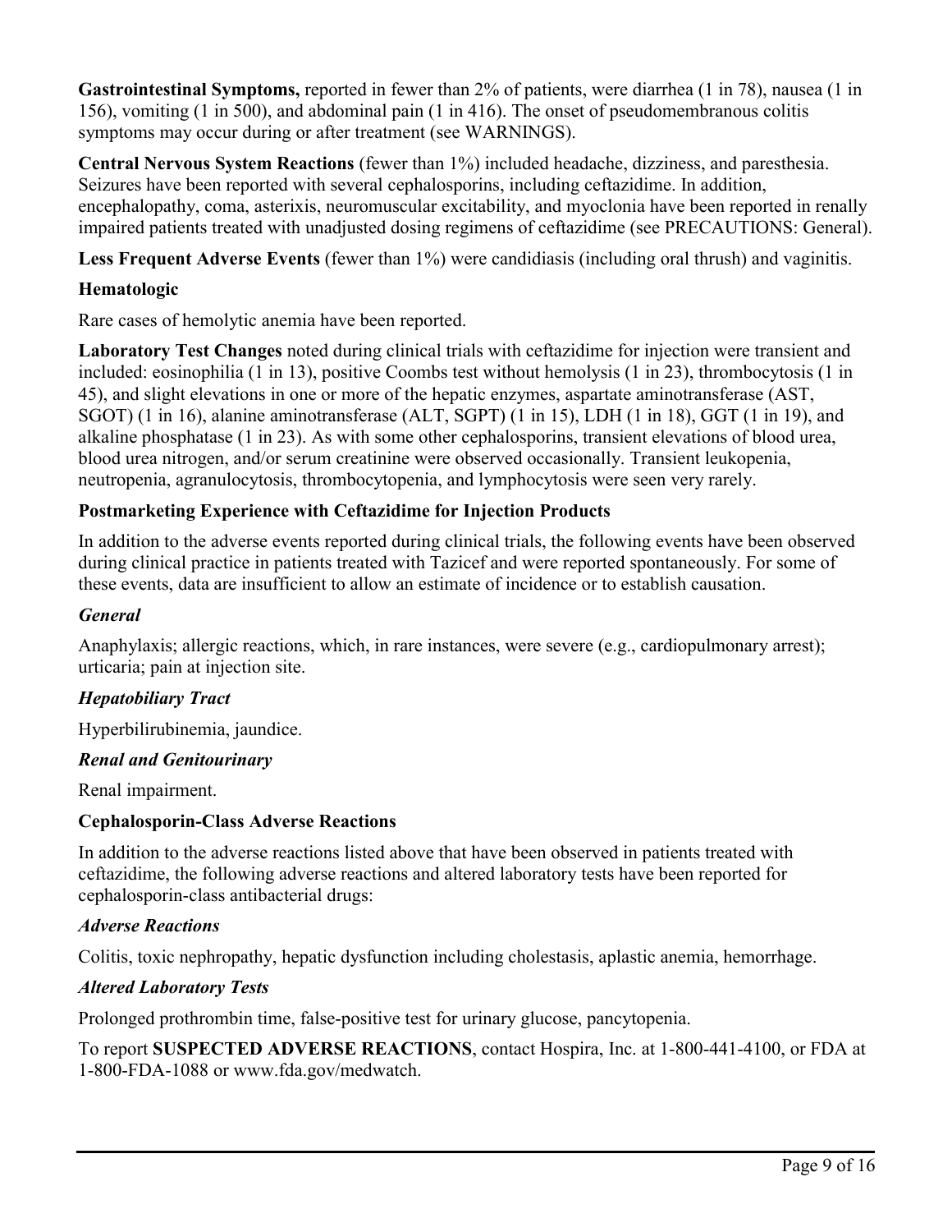**Gastrointestinal Symptoms,** reported in fewer than 2% of patients, were diarrhea (1 in 78), nausea (1 in 156), vomiting (1 in 500), and abdominal pain (1 in 416). The onset of pseudomembranous colitis symptoms may occur during or after treatment (see WARNINGS).

**Central Nervous System Reactions** (fewer than 1%) included headache, dizziness, and paresthesia. Seizures have been reported with several cephalosporins, including ceftazidime. In addition, encephalopathy, coma, asterixis, neuromuscular excitability, and myoclonia have been reported in renally impaired patients treated with unadjusted dosing regimens of ceftazidime (see PRECAUTIONS: General).

**Less Frequent Adverse Events** (fewer than 1%) were candidiasis (including oral thrush) and vaginitis.

**Hematologic**

Rare cases of hemolytic anemia have been reported.

**Laboratory Test Changes** noted during clinical trials with ceftazidime for injection were transient and included: eosinophilia (1 in 13), positive Coombs test without hemolysis (1 in 23), thrombocytosis (1 in 45), and slight elevations in one or more of the hepatic enzymes, aspartate aminotransferase (AST, SGOT) (1 in 16), alanine aminotransferase (ALT, SGPT) (1 in 15), LDH (1 in 18), GGT (1 in 19), and alkaline phosphatase (1 in 23). As with some other cephalosporins, transient elevations of blood urea, blood urea nitrogen, and/or serum creatinine were observed occasionally. Transient leukopenia, neutropenia, agranulocytosis, thrombocytopenia, and lymphocytosis were seen very rarely.

**Postmarketing Experience with Ceftazidime for Injection Products**

In addition to the adverse events reported during clinical trials, the following events have been observed during clinical practice in patients treated with Tazicef and were reported spontaneously. For some of these events, data are insufficient to allow an estimate of incidence or to establish causation.

***General***

Anaphylaxis; allergic reactions, which, in rare instances, were severe (e.g., cardiopulmonary arrest); urticaria; pain at injection site.

***Hepatobiliary Tract***

Hyperbilirubinemia, jaundice.

***Renal and Genitourinary***

Renal impairment.

**Cephalosporin-Class Adverse Reactions**

In addition to the adverse reactions listed above that have been observed in patients treated with ceftazidime, the following adverse reactions and altered laboratory tests have been reported for cephalosporin-class antibacterial drugs:

***Adverse Reactions***

Colitis, toxic nephropathy, hepatic dysfunction including cholestasis, aplastic anemia, hemorrhage.

***Altered Laboratory Tests***

Prolonged prothrombin time, false-positive test for urinary glucose, pancytopenia.

To report **SUSPECTED ADVERSE REACTIONS**, contact Hospira, Inc. at 1-800-441-4100, or FDA at 1-800-FDA-1088 or www.fda.gov/medwatch.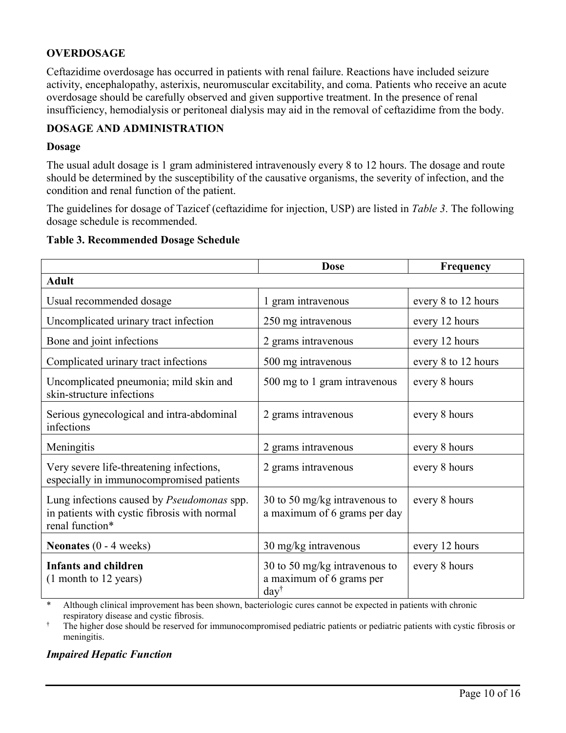## OVERDOSAGE

Ceftazidime overdosage has occurred in patients with renal failure. Reactions have included seizure activity, encephalopathy, asterixis, neuromuscular excitability, and coma. Patients who receive an acute overdosage should be carefully observed and given supportive treatment. In the presence of renal insufficiency, hemodialysis or peritoneal dialysis may aid in the removal of ceftazidime from the body.

## DOSAGE AND ADMINISTRATION

### Dosage

The usual adult dosage is 1 gram administered intravenously every 8 to 12 hours. The dosage and route should be determined by the susceptibility of the causative organisms, the severity of infection, and the condition and renal function of the patient.

The guidelines for dosage of Tazicef (ceftazidime for injection, USP) are listed in *Table 3*. The following dosage schedule is recommended.

**Table 3. Recommended Dosage Schedule**

| | Dose | Frequency |
|---|---|---|
| **Adult** | | |
| Usual recommended dosage | 1 gram intravenous | every 8 to 12 hours |
| Uncomplicated urinary tract infection | 250 mg intravenous | every 12 hours |
| Bone and joint infections | 2 grams intravenous | every 12 hours |
| Complicated urinary tract infections | 500 mg intravenous | every 8 to 12 hours |
| Uncomplicated pneumonia; mild skin and skin-structure infections | 500 mg to 1 gram intravenous | every 8 hours |
| Serious gynecological and intra-abdominal infections | 2 grams intravenous | every 8 hours |
| Meningitis | 2 grams intravenous | every 8 hours |
| Very severe life-threatening infections, especially in immunocompromised patients | 2 grams intravenous | every 8 hours |
| Lung infections caused by *Pseudomonas* spp. in patients with cystic fibrosis with normal renal function* | 30 to 50 mg/kg intravenous to a maximum of 6 grams per day | every 8 hours |
| **Neonates** (0 - 4 weeks) | 30 mg/kg intravenous | every 12 hours |
| **Infants and children** (1 month to 12 years) | 30 to 50 mg/kg intravenous to a maximum of 6 grams per day† | every 8 hours |

\* Although clinical improvement has been shown, bacteriologic cures cannot be expected in patients with chronic respiratory disease and cystic fibrosis.

† The higher dose should be reserved for immunocompromised pediatric patients or pediatric patients with cystic fibrosis or meningitis.

***Impaired Hepatic Function***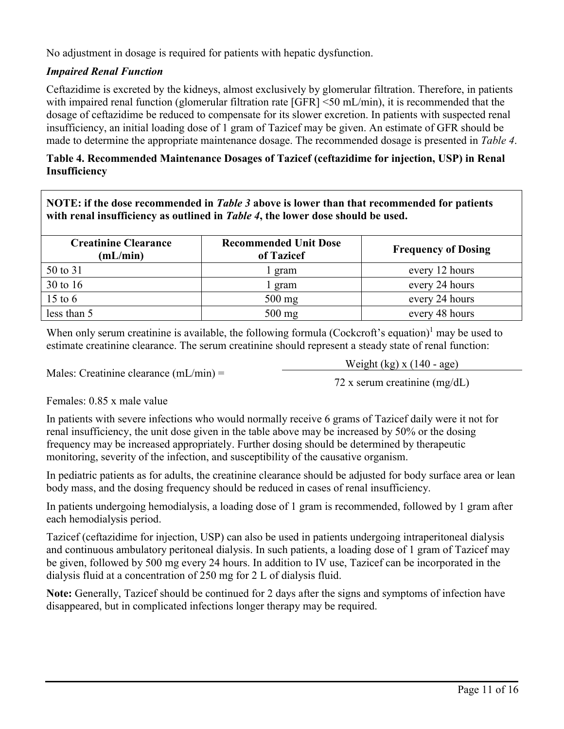No adjustment in dosage is required for patients with hepatic dysfunction.

***Impaired Renal Function***

Ceftazidime is excreted by the kidneys, almost exclusively by glomerular filtration. Therefore, in patients with impaired renal function (glomerular filtration rate [GFR] <50 mL/min), it is recommended that the dosage of ceftazidime be reduced to compensate for its slower excretion. In patients with suspected renal insufficiency, an initial loading dose of 1 gram of Tazicef may be given. An estimate of GFR should be made to determine the appropriate maintenance dosage. The recommended dosage is presented in *Table 4*.

**Table 4. Recommended Maintenance Dosages of Tazicef (ceftazidime for injection, USP) in Renal Insufficiency**

**NOTE: if the dose recommended in *Table 3* above is lower than that recommended for patients with renal insufficiency as outlined in *Table 4*, the lower dose should be used.**

| Creatinine Clearance (mL/min) | Recommended Unit Dose of Tazicef | Frequency of Dosing |
|---|---|---|
| 50 to 31 | 1 gram | every 12 hours |
| 30 to 16 | 1 gram | every 24 hours |
| 15 to 6 | 500 mg | every 24 hours |
| less than 5 | 500 mg | every 48 hours |

When only serum creatinine is available, the following formula (Cockcroft's equation)[1] may be used to estimate creatinine clearance. The serum creatinine should represent a steady state of renal function:

$$\text{Males: Creatinine clearance (mL/min)} = \frac{\text{Weight (kg)} \times (140 - \text{age})}{72 \times \text{serum creatinine (mg/dL)}}$$

Females: 0.85 x male value

In patients with severe infections who would normally receive 6 grams of Tazicef daily were it not for renal insufficiency, the unit dose given in the table above may be increased by 50% or the dosing frequency may be increased appropriately. Further dosing should be determined by therapeutic monitoring, severity of the infection, and susceptibility of the causative organism.

In pediatric patients as for adults, the creatinine clearance should be adjusted for body surface area or lean body mass, and the dosing frequency should be reduced in cases of renal insufficiency.

In patients undergoing hemodialysis, a loading dose of 1 gram is recommended, followed by 1 gram after each hemodialysis period.

Tazicef (ceftazidime for injection, USP) can also be used in patients undergoing intraperitoneal dialysis and continuous ambulatory peritoneal dialysis. In such patients, a loading dose of 1 gram of Tazicef may be given, followed by 500 mg every 24 hours. In addition to IV use, Tazicef can be incorporated in the dialysis fluid at a concentration of 250 mg for 2 L of dialysis fluid.

**Note:** Generally, Tazicef should be continued for 2 days after the signs and symptoms of infection have disappeared, but in complicated infections longer therapy may be required.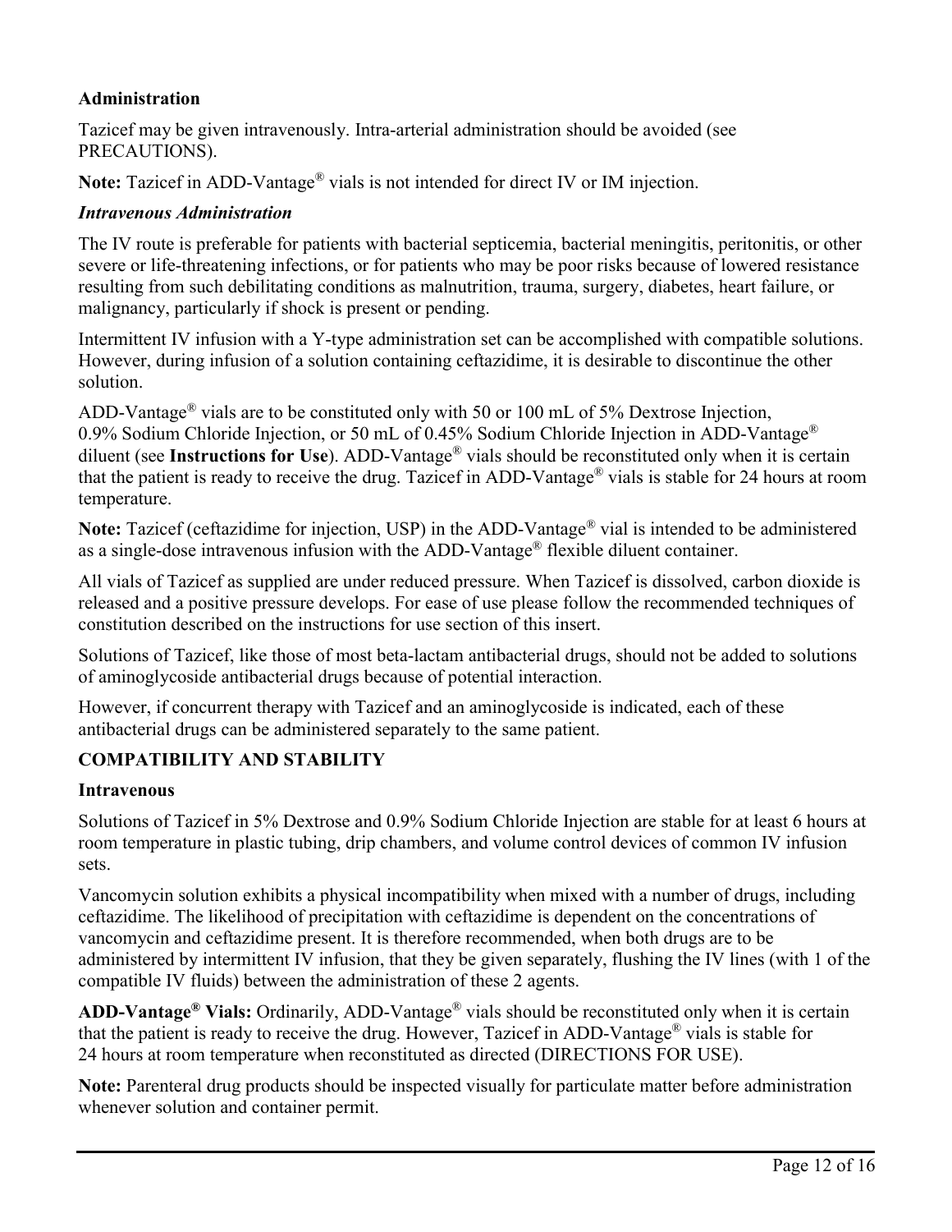**Administration**

Tazicef may be given intravenously. Intra-arterial administration should be avoided (see PRECAUTIONS).

**Note:** Tazicef in ADD-Vantage® vials is not intended for direct IV or IM injection.

***Intravenous Administration***

The IV route is preferable for patients with bacterial septicemia, bacterial meningitis, peritonitis, or other severe or life-threatening infections, or for patients who may be poor risks because of lowered resistance resulting from such debilitating conditions as malnutrition, trauma, surgery, diabetes, heart failure, or malignancy, particularly if shock is present or pending.

Intermittent IV infusion with a Y-type administration set can be accomplished with compatible solutions. However, during infusion of a solution containing ceftazidime, it is desirable to discontinue the other solution.

ADD-Vantage® vials are to be constituted only with 50 or 100 mL of 5% Dextrose Injection, 0.9% Sodium Chloride Injection, or 50 mL of 0.45% Sodium Chloride Injection in ADD-Vantage® diluent (see **Instructions for Use**). ADD-Vantage® vials should be reconstituted only when it is certain that the patient is ready to receive the drug. Tazicef in ADD-Vantage® vials is stable for 24 hours at room temperature.

**Note:** Tazicef (ceftazidime for injection, USP) in the ADD-Vantage® vial is intended to be administered as a single-dose intravenous infusion with the ADD-Vantage® flexible diluent container.

All vials of Tazicef as supplied are under reduced pressure. When Tazicef is dissolved, carbon dioxide is released and a positive pressure develops. For ease of use please follow the recommended techniques of constitution described on the instructions for use section of this insert.

Solutions of Tazicef, like those of most beta-lactam antibacterial drugs, should not be added to solutions of aminoglycoside antibacterial drugs because of potential interaction.

However, if concurrent therapy with Tazicef and an aminoglycoside is indicated, each of these antibacterial drugs can be administered separately to the same patient.

**COMPATIBILITY AND STABILITY**

**Intravenous**

Solutions of Tazicef in 5% Dextrose and 0.9% Sodium Chloride Injection are stable for at least 6 hours at room temperature in plastic tubing, drip chambers, and volume control devices of common IV infusion sets.

Vancomycin solution exhibits a physical incompatibility when mixed with a number of drugs, including ceftazidime. The likelihood of precipitation with ceftazidime is dependent on the concentrations of vancomycin and ceftazidime present. It is therefore recommended, when both drugs are to be administered by intermittent IV infusion, that they be given separately, flushing the IV lines (with 1 of the compatible IV fluids) between the administration of these 2 agents.

**ADD-Vantage® Vials:** Ordinarily, ADD-Vantage® vials should be reconstituted only when it is certain that the patient is ready to receive the drug. However, Tazicef in ADD-Vantage® vials is stable for 24 hours at room temperature when reconstituted as directed (DIRECTIONS FOR USE).

**Note:** Parenteral drug products should be inspected visually for particulate matter before administration whenever solution and container permit.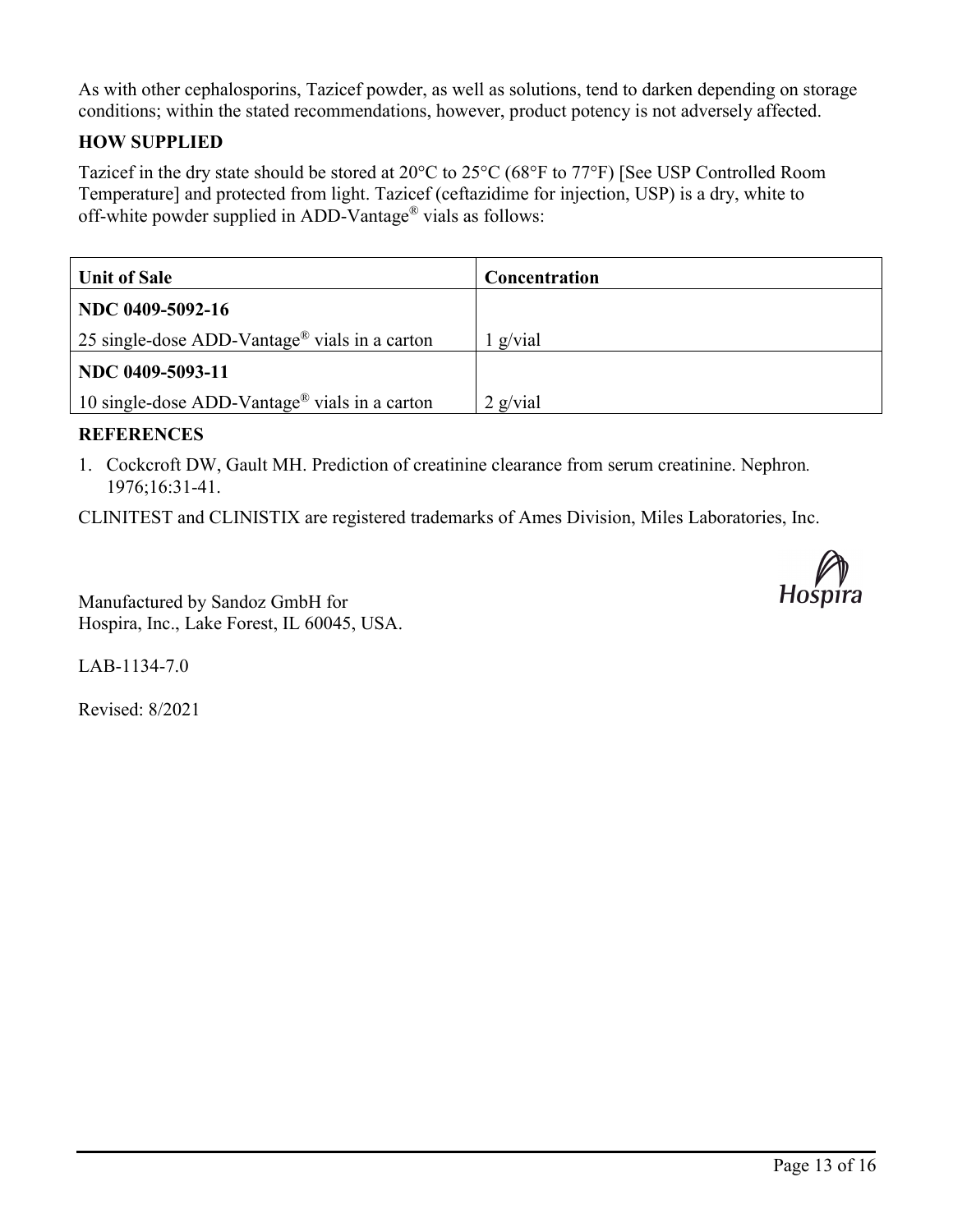As with other cephalosporins, Tazicef powder, as well as solutions, tend to darken depending on storage conditions; within the stated recommendations, however, product potency is not adversely affected.

## HOW SUPPLIED

Tazicef in the dry state should be stored at 20°C to 25°C (68°F to 77°F) [See USP Controlled Room Temperature] and protected from light. Tazicef (ceftazidime for injection, USP) is a dry, white to off-white powder supplied in ADD-Vantage® vials as follows:

| Unit of Sale | Concentration |
|---|---|
| **NDC 0409-5092-16**<br>25 single-dose ADD-Vantage® vials in a carton | 1 g/vial |
| **NDC 0409-5093-11**<br>10 single-dose ADD-Vantage® vials in a carton | 2 g/vial |

## REFERENCES

1. Cockcroft DW, Gault MH. Prediction of creatinine clearance from serum creatinine. Nephron. 1976;16:31-41.

CLINITEST and CLINISTIX are registered trademarks of Ames Division, Miles Laboratories, Inc.

Manufactured by Sandoz GmbH for
Hospira, Inc., Lake Forest, IL 60045, USA.

Hospira

LAB-1134-7.0

Revised: 8/2021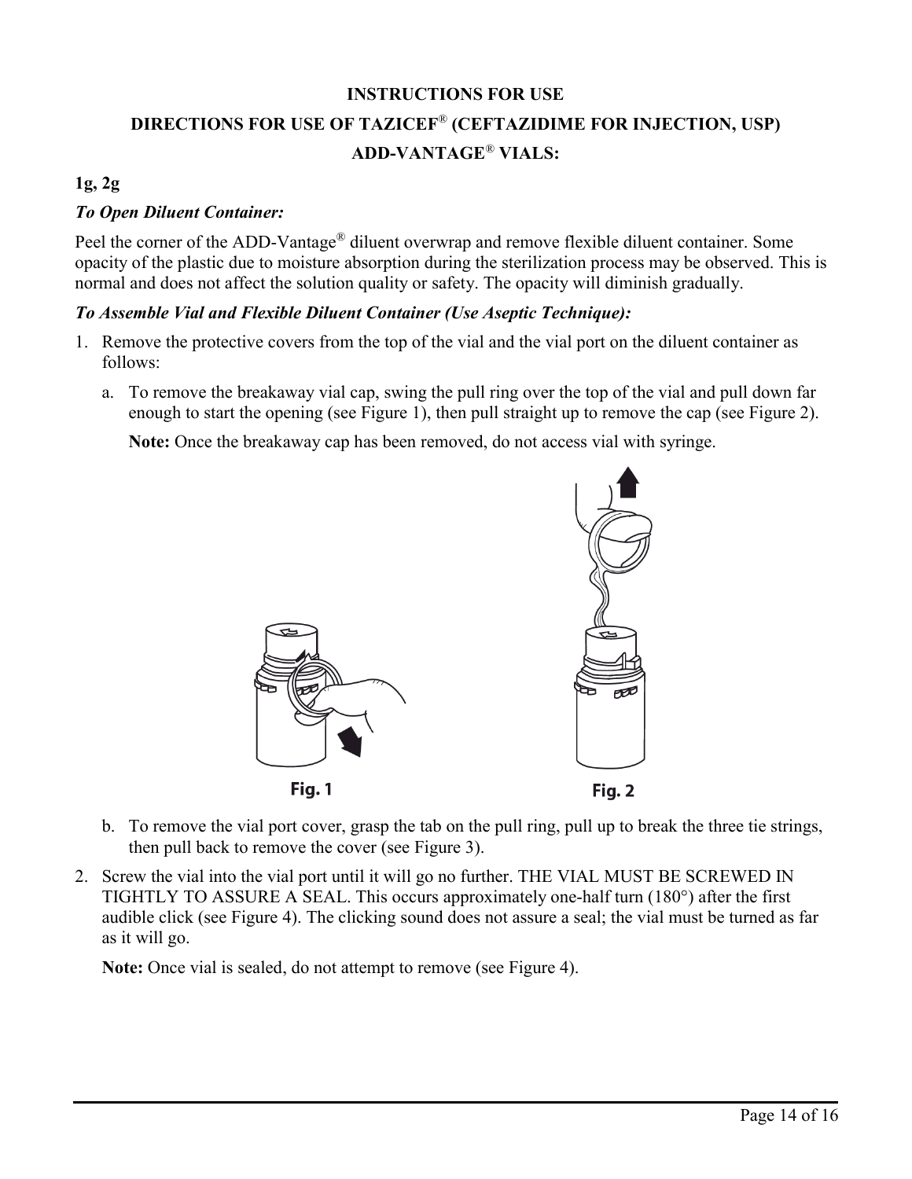**INSTRUCTIONS FOR USE**

**DIRECTIONS FOR USE OF TAZICEF® (CEFTAZIDIME FOR INJECTION, USP)**

**ADD-VANTAGE® VIALS:**

**1g, 2g**

***To Open Diluent Container:***

Peel the corner of the ADD-Vantage® diluent overwrap and remove flexible diluent container. Some opacity of the plastic due to moisture absorption during the sterilization process may be observed. This is normal and does not affect the solution quality or safety. The opacity will diminish gradually.

***To Assemble Vial and Flexible Diluent Container (Use Aseptic Technique):***

1. Remove the protective covers from the top of the vial and the vial port on the diluent container as follows:
   a. To remove the breakaway vial cap, swing the pull ring over the top of the vial and pull down far enough to start the opening (see Figure 1), then pull straight up to remove the cap (see Figure 2).

      **Note:** Once the breakaway cap has been removed, do not access vial with syringe.

      Fig. 1

      Fig. 2

   b. To remove the vial port cover, grasp the tab on the pull ring, pull up to break the three tie strings, then pull back to remove the cover (see Figure 3).
2. Screw the vial into the vial port until it will go no further. THE VIAL MUST BE SCREWED IN TIGHTLY TO ASSURE A SEAL. This occurs approximately one-half turn (180°) after the first audible click (see Figure 4). The clicking sound does not assure a seal; the vial must be turned as far as it will go.

   **Note:** Once vial is sealed, do not attempt to remove (see Figure 4).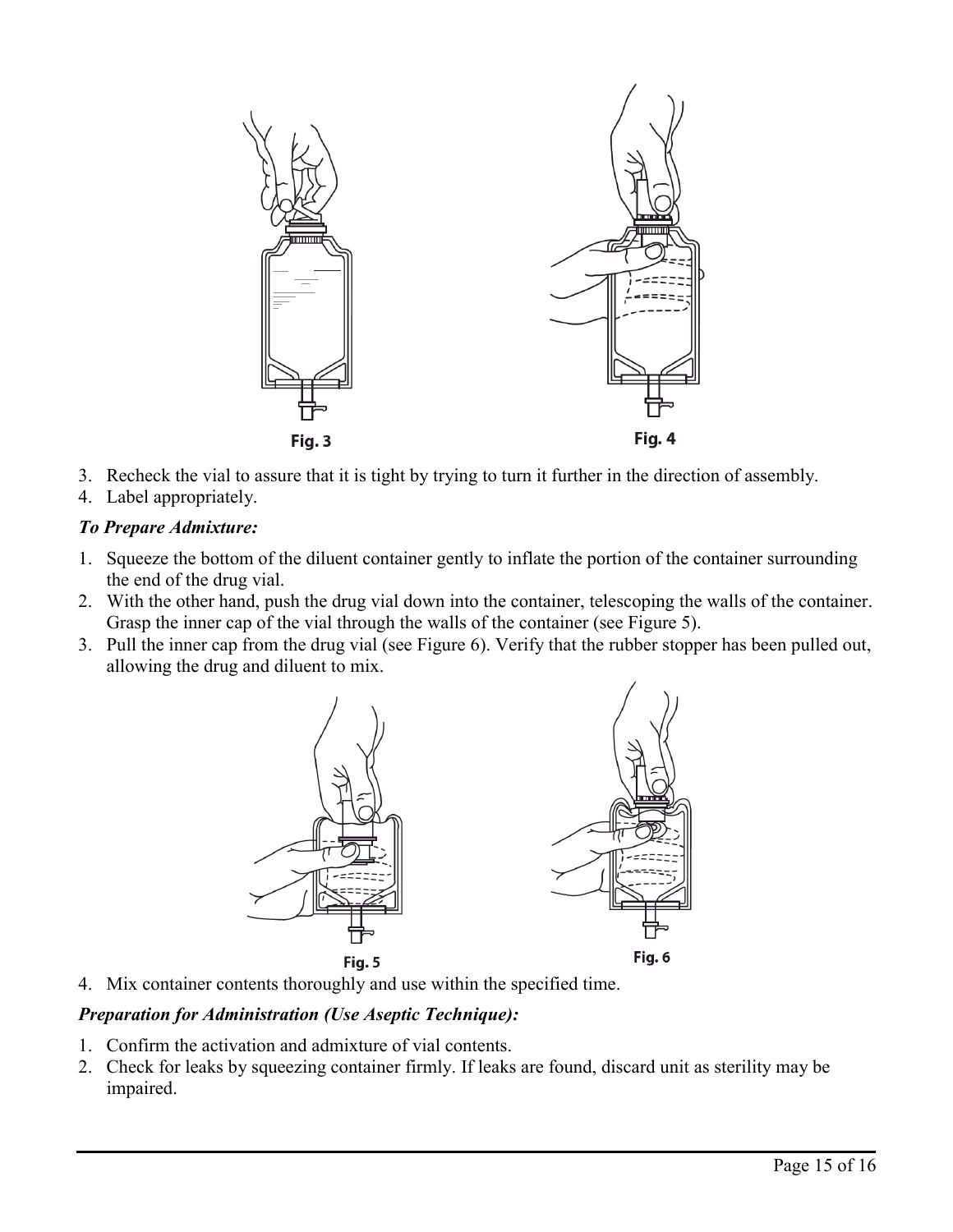Fig. 3

Fig. 4

3. Recheck the vial to assure that it is tight by trying to turn it further in the direction of assembly.
4. Label appropriately.

***To Prepare Admixture:***

1. Squeeze the bottom of the diluent container gently to inflate the portion of the container surrounding the end of the drug vial.
2. With the other hand, push the drug vial down into the container, telescoping the walls of the container. Grasp the inner cap of the vial through the walls of the container (see Figure 5).
3. Pull the inner cap from the drug vial (see Figure 6). Verify that the rubber stopper has been pulled out, allowing the drug and diluent to mix.

Fig. 5

Fig. 6

4. Mix container contents thoroughly and use within the specified time.

***Preparation for Administration (Use Aseptic Technique):***

1. Confirm the activation and admixture of vial contents.
2. Check for leaks by squeezing container firmly. If leaks are found, discard unit as sterility may be impaired.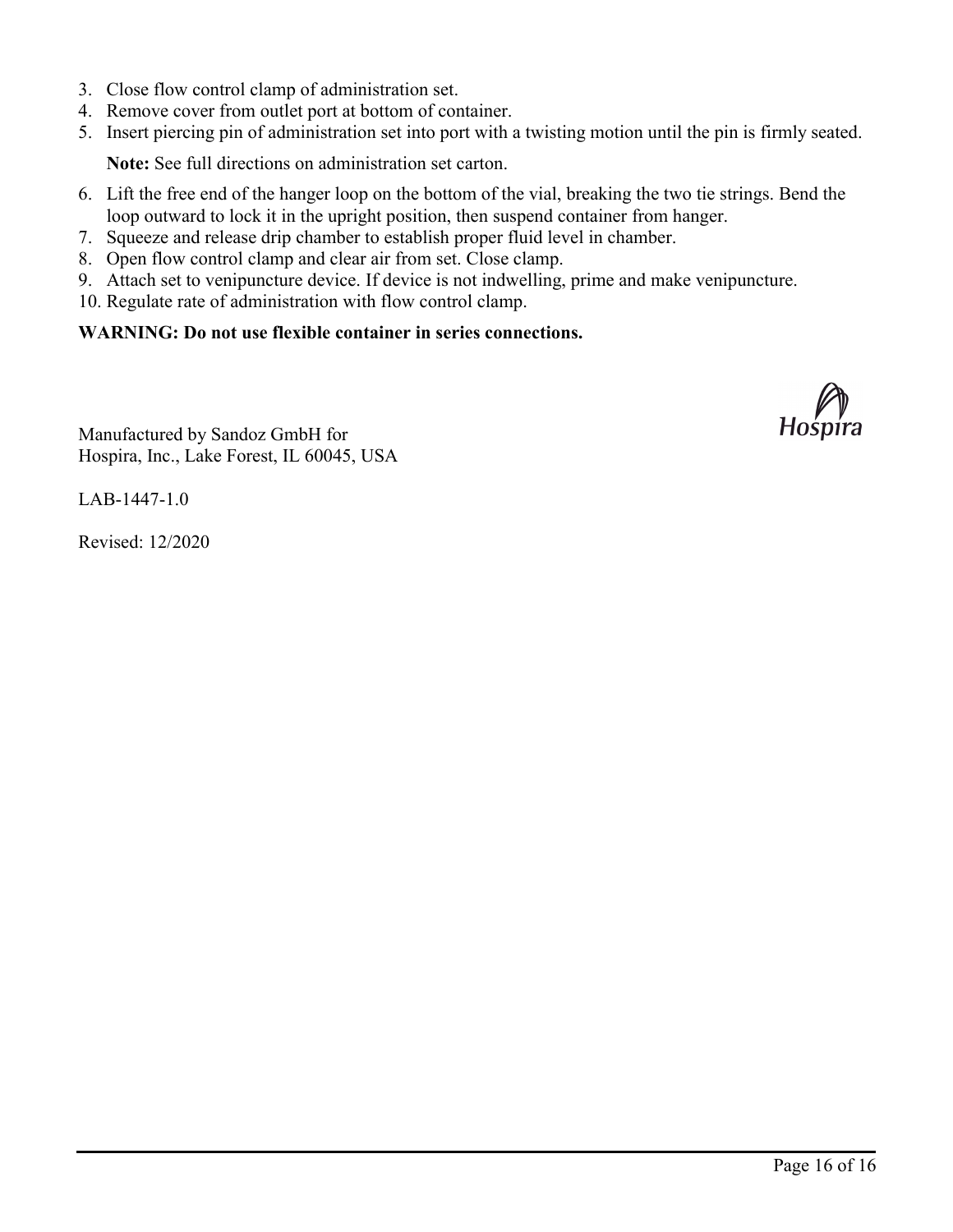3. Close flow control clamp of administration set.
4. Remove cover from outlet port at bottom of container.
5. Insert piercing pin of administration set into port with a twisting motion until the pin is firmly seated.

   **Note:** See full directions on administration set carton.

6. Lift the free end of the hanger loop on the bottom of the vial, breaking the two tie strings. Bend the loop outward to lock it in the upright position, then suspend container from hanger.
7. Squeeze and release drip chamber to establish proper fluid level in chamber.
8. Open flow control clamp and clear air from set. Close clamp.
9. Attach set to venipuncture device. If device is not indwelling, prime and make venipuncture.
10. Regulate rate of administration with flow control clamp.

**WARNING: Do not use flexible container in series connections.**

Hospira

Manufactured by Sandoz GmbH for
Hospira, Inc., Lake Forest, IL 60045, USA

LAB-1447-1.0

Revised: 12/2020